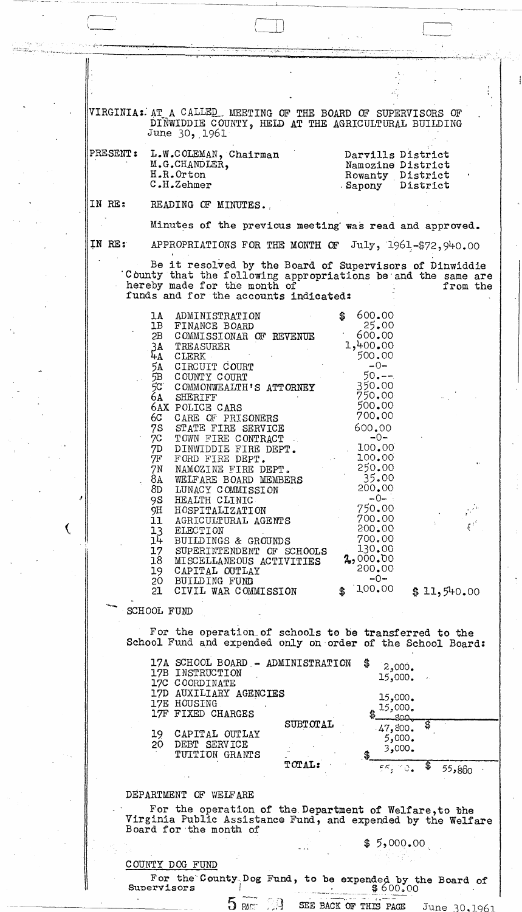VIRGINIA: AT A CALLED MEETING OF THE BOARD OF SUPERVISORS OF DINWIDDIE COUNTY, HELD AT THE AGRICULTURAL BUILDING June 30, 1961

PRESENT: L.W.COLEMAN, Chairman — Darvills District
M.G.CHANDLER, — Namozine District
H.R.Orton — Rowanty District
C.H.Zehmer — Sapony District

IN RE: READING OF MINUTES.

Minutes of the previous meeting was read and approved.

IN RE: APPROPRIATIONS FOR THE MONTH OF July, 1961-$72,940.00

Be it resolved by the Board of Supervisors of Dinwiddie County that the following appropriations be and the same are hereby made for the month of from the funds and for the accounts indicated:

| | | | |
|---|---|---|---|
| 1A | ADMINISTRATION | $ 600.00 | |
| 1B | FINANCE BOARD | 25.00 | |
| 2B | COMMISSIONAR OF REVENUE | 600.00 | |
| 3A | TREASURER | 1,400.00 | |
| 4A | CLERK | 500.00 | |
| 5A | CIRCUIT COURT | -0- | |
| 5B | COUNTY COURT | 50.-- | |
| 5C | COMMONWEALTH'S ATTORNEY | 350.00 | |
| 6A | SHERIFF | 750.00 | |
| 6AX | POLICE CARS | 500.00 | |
| 6C | CARE OF PRISONERS | 700.00 | |
| 7S | STATE FIRE SERVICE | 600.00 | |
| 7C | TOWN FIRE CONTRACT | -0- | |
| 7D | DINWIDDIE FIRE DEPT. | 100.00 | |
| 7F | FORD FIRE DEPT. | 100.00 | |
| 7N | NAMOZINE FIRE DEPT. | 250.00 | |
| 8A | WELFARE BOARD MEMBERS | 35.00 | |
| 8D | LUNACY COMMISSION | 200.00 | |
| 9S | HEALTH CLINIC | -0- | |
| 9H | HOSPITALIZATION | 750.00 | |
| 11 | AGRICULTURAL AGENTS | 700.00 | |
| 13 | ELECTION | 200.00 | |
| 14 | BUILDINGS & GROUNDS | 700.00 | |
| 17 | SUPERINTENDENT OF SCHOOLS | 130.00 | |
| 18 | MISCELLANEOUS ACTIVITIES | 2,000.00 | |
| 19 | CAPITAL OUTLAY | 200.00 | |
| 20 | BUILDING FUND | -0- | |
| 21 | CIVIL WAR COMMISSION | $ 100.00 | $ 11,540.00 |

SCHOOL FUND

For the operation of schools to be transferred to the School Fund and expended only on order of the School Board:

| | | | |
|---|---|---|---|
| 17A | SCHOOL BOARD - ADMINISTRATION | $ 2,000. | |
| 17B | INSTRUCTION | 15,000. | |
| 17C | COORDINATE | | |
| 17D | AUXILIARY AGENCIES | 15,000. | |
| 17E | HOUSING | 15,000. | |
| 17F | FIXED CHARGES | $ 800. | |
| | SUBTOTAL | 47,800. | $ |
| 19 | CAPITAL OUTLAY | 5,000. | |
| 20 | DEBT SERVICE | 3,000. | |
| | TUITION GRANTS | $ | |
| | TOTAL: | 55,800. | $ 55,800 |

DEPARTMENT OF WELFARE

For the operation of the Department of Welfare, to the Virginia Public Assistance Fund, and expended by the Welfare Board for the month of

$ 5,000.00

COUNTY DOG FUND

For the County Dog Fund, to be expended by the Board of Supervisors $ 600.00

SEE BACK OF THIS PAGE June 30, 1961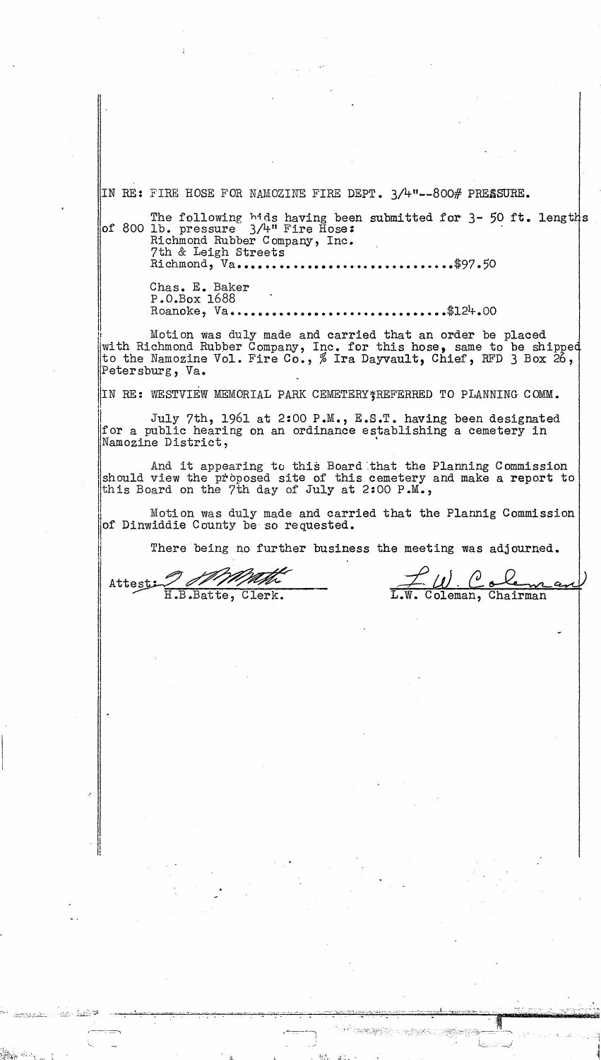IN RE: FIRE HOSE FOR NAMOZINE FIRE DEPT. 3/4"--800# PRESSURE.

The following bids having been submitted for 3- 50 ft. lengths of 800 lb. pressure 3/4" Fire Hose:

Richmond Rubber Company, Inc.
7th & Leigh Streets
Richmond, Va................................$97.50

Chas. E. Baker
P.O.Box 1688
Roanoke, Va.................................$124.00

Motion was duly made and carried that an order be placed with Richmond Rubber Company, Inc. for this hose, same to be shipped to the Namozine Vol. Fire Co., % Ira Dayvault, Chief, RFD 3 Box 26, Petersburg, Va.

IN RE: WESTVIEW MEMORIAL PARK CEMETERY;REFERRED TO PLANNING COMM.

July 7th, 1961 at 2:00 P.M., E.S.T. having been designated for a public hearing on an ordinance establishing a cemetery in Namozine District,

And it appearing to this Board that the Planning Commission should view the proposed site of this cemetery and make a report to this Board on the 7th day of July at 2:00 P.M.,

Motion was duly made and carried that the Plannig Commission of Dinwiddie County be so requested.

There being no further business the meeting was adjourned.

Attest: H.B.Batte, Clerk.

L.W. Coleman, Chairman